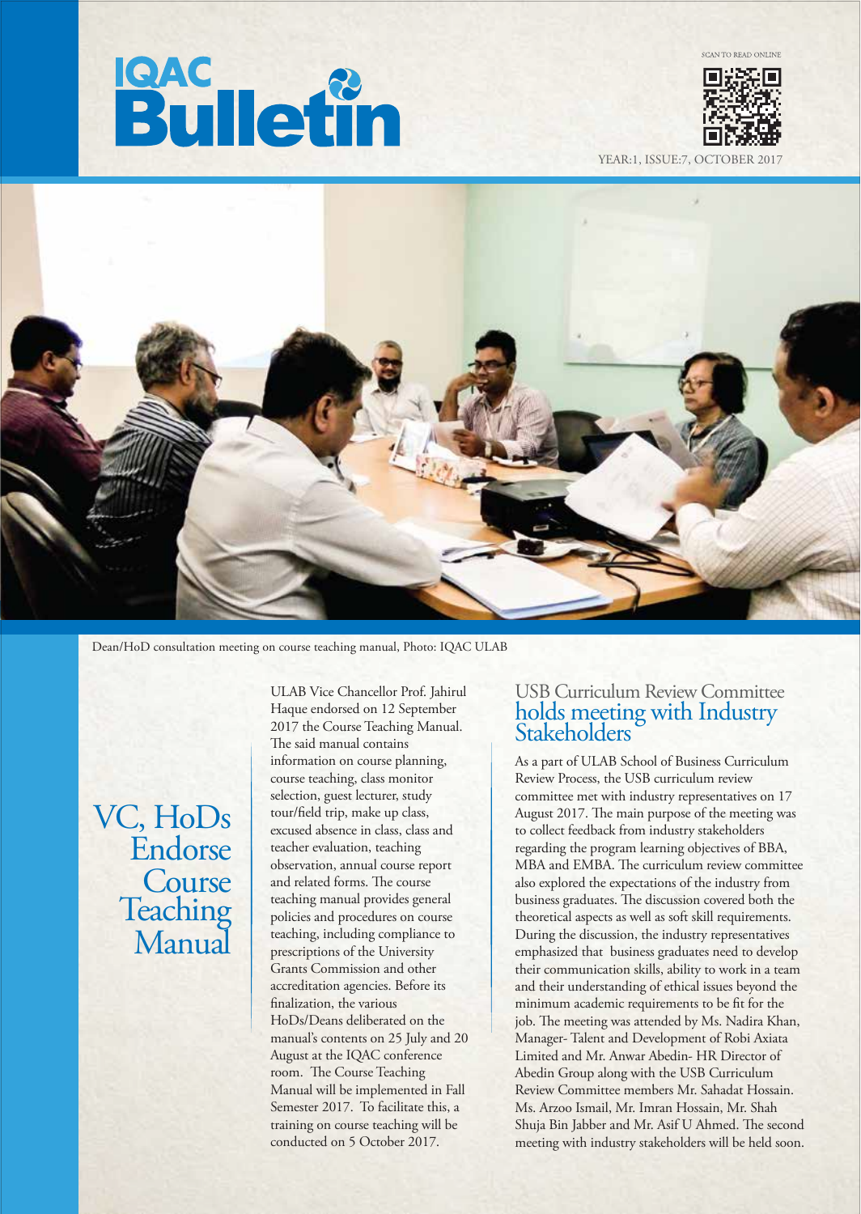# IQAC Bulletin

SCAN TO READ ONLINE

YEAR:1, ISSUE:7, OCTOBER 2017

Dean/HoD consultation meeting on course teaching manual, Photo: IQAC ULAB

## VC, HoDs Endorse Course Teaching Manual

ULAB Vice Chancellor Prof. Jahirul Haque endorsed on 12 September 2017 the Course Teaching Manual. The said manual contains information on course planning, course teaching, class monitor selection, guest lecturer, study tour/field trip, make up class, excused absence in class, class and teacher evaluation, teaching observation, annual course report and related forms. The course teaching manual provides general policies and procedures on course teaching, including compliance to prescriptions of the University Grants Commission and other accreditation agencies. Before its finalization, the various HoDs/Deans deliberated on the manual's contents on 25 July and 20 August at the IQAC conference room. The Course Teaching Manual will be implemented in Fall Semester 2017. To facilitate this, a training on course teaching will be conducted on 5 October 2017.

## USB Curriculum Review Committee holds meeting with Industry Stakeholders

As a part of ULAB School of Business Curriculum Review Process, the USB curriculum review committee met with industry representatives on 17 August 2017. The main purpose of the meeting was to collect feedback from industry stakeholders regarding the program learning objectives of BBA, MBA and EMBA. The curriculum review committee also explored the expectations of the industry from business graduates. The discussion covered both the theoretical aspects as well as soft skill requirements. During the discussion, the industry representatives emphasized that business graduates need to develop their communication skills, ability to work in a team and their understanding of ethical issues beyond the minimum academic requirements to be fit for the job. The meeting was attended by Ms. Nadira Khan, Manager- Talent and Development of Robi Axiata Limited and Mr. Anwar Abedin- HR Director of Abedin Group along with the USB Curriculum Review Committee members Mr. Sahadat Hossain. Ms. Arzoo Ismail, Mr. Imran Hossain, Mr. Shah Shuja Bin Jabber and Mr. Asif U Ahmed. The second meeting with industry stakeholders will be held soon.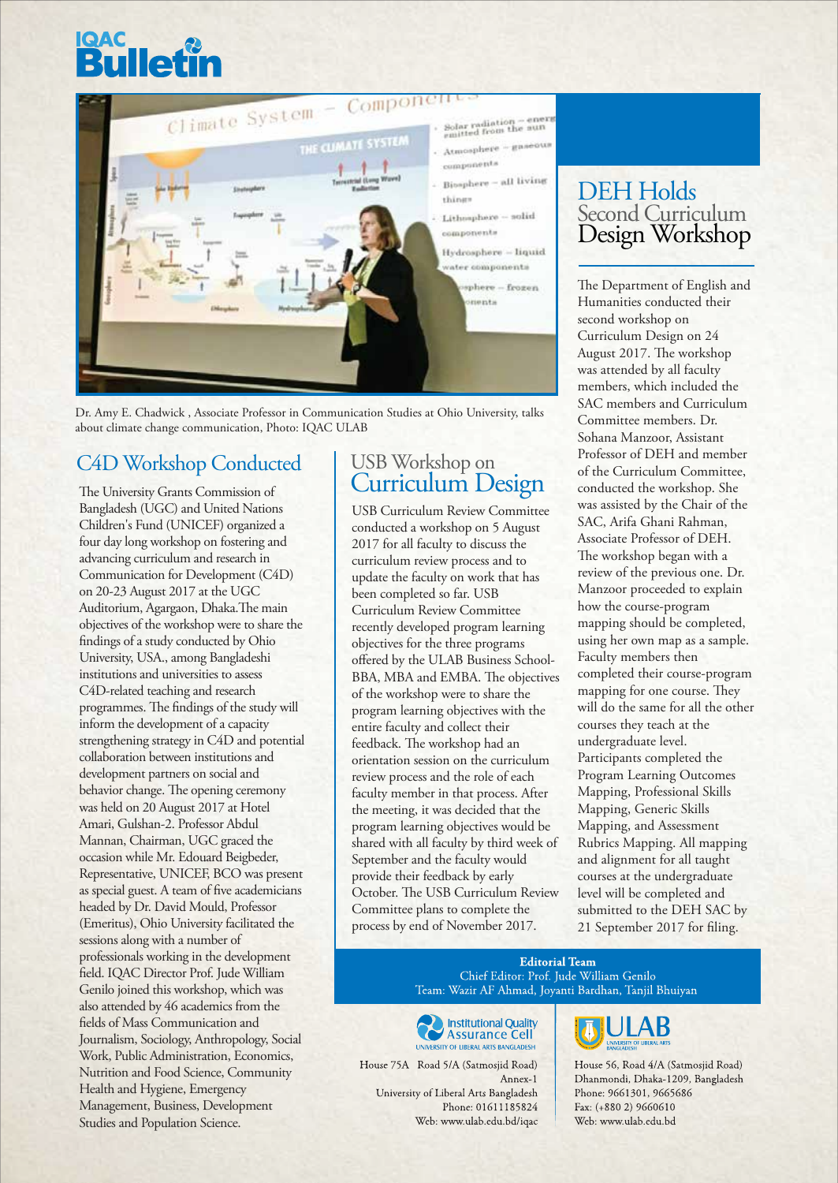# IQAC Bulletin

Dr. Amy E. Chadwick , Associate Professor in Communication Studies at Ohio University, talks about climate change communication, Photo: IQAC ULAB

## C4D Workshop Conducted

The University Grants Commission of Bangladesh (UGC) and United Nations Children's Fund (UNICEF) organized a four day long workshop on fostering and advancing curriculum and research in Communication for Development (C4D) on 20-23 August 2017 at the UGC Auditorium, Agargaon, Dhaka.The main objectives of the workshop were to share the findings of a study conducted by Ohio University, USA., among Bangladeshi institutions and universities to assess C4D-related teaching and research programmes. The findings of the study will inform the development of a capacity strengthening strategy in C4D and potential collaboration between institutions and development partners on social and behavior change. The opening ceremony was held on 20 August 2017 at Hotel Amari, Gulshan-2. Professor Abdul Mannan, Chairman, UGC graced the occasion while Mr. Edouard Beigbeder, Representative, UNICEF, BCO was present as special guest. A team of five academicians headed by Dr. David Mould, Professor (Emeritus), Ohio University facilitated the sessions along with a number of professionals working in the development field. IQAC Director Prof. Jude William Genilo joined this workshop, which was also attended by 46 academics from the fields of Mass Communication and Journalism, Sociology, Anthropology, Social Work, Public Administration, Economics, Nutrition and Food Science, Community Health and Hygiene, Emergency Management, Business, Development Studies and Population Science.

## USB Workshop on Curriculum Design

USB Curriculum Review Committee conducted a workshop on 5 August 2017 for all faculty to discuss the curriculum review process and to update the faculty on work that has been completed so far. USB Curriculum Review Committee recently developed program learning objectives for the three programs offered by the ULAB Business School- BBA, MBA and EMBA. The objectives of the workshop were to share the program learning objectives with the entire faculty and collect their feedback. The workshop had an orientation session on the curriculum review process and the role of each faculty member in that process. After the meeting, it was decided that the program learning objectives would be shared with all faculty by third week of September and the faculty would provide their feedback by early October. The USB Curriculum Review Committee plans to complete the process by end of November 2017.

## DEH Holds Second Curriculum Design Workshop

The Department of English and Humanities conducted their second workshop on Curriculum Design on 24 August 2017. The workshop was attended by all faculty members, which included the SAC members and Curriculum Committee members. Dr. Sohana Manzoor, Assistant Professor of DEH and member of the Curriculum Committee, conducted the workshop. She was assisted by the Chair of the SAC, Arifa Ghani Rahman, Associate Professor of DEH. The workshop began with a review of the previous one. Dr. Manzoor proceeded to explain how the course-program mapping should be completed, using her own map as a sample. Faculty members then completed their course-program mapping for one course. They will do the same for all the other courses they teach at the undergraduate level. Participants completed the Program Learning Outcomes Mapping, Professional Skills Mapping, Generic Skills Mapping, and Assessment Rubrics Mapping. All mapping and alignment for all taught courses at the undergraduate level will be completed and submitted to the DEH SAC by 21 September 2017 for filing.

**Editorial Team**
Chief Editor: Prof. Jude William Genilo
Team: Wazir AF Ahmad, Joyanti Bardhan, Tanjil Bhuiyan

Institutional Quality Assurance Cell
UNIVERSITY OF LIBERAL ARTS BANGLADESH

House 75A Road 5/A (Satmosjid Road)
Annex-1
University of Liberal Arts Bangladesh
Phone: 01611185824
Web: www.ulab.edu.bd/iqac

ULAB
UNIVERSITY OF LIBERAL ARTS BANGLADESH

House 56, Road 4/A (Satmosjid Road)
Dhanmondi, Dhaka-1209, Bangladesh
Phone: 9661301, 9665686
Fax: (+880 2) 9660610
Web: www.ulab.edu.bd